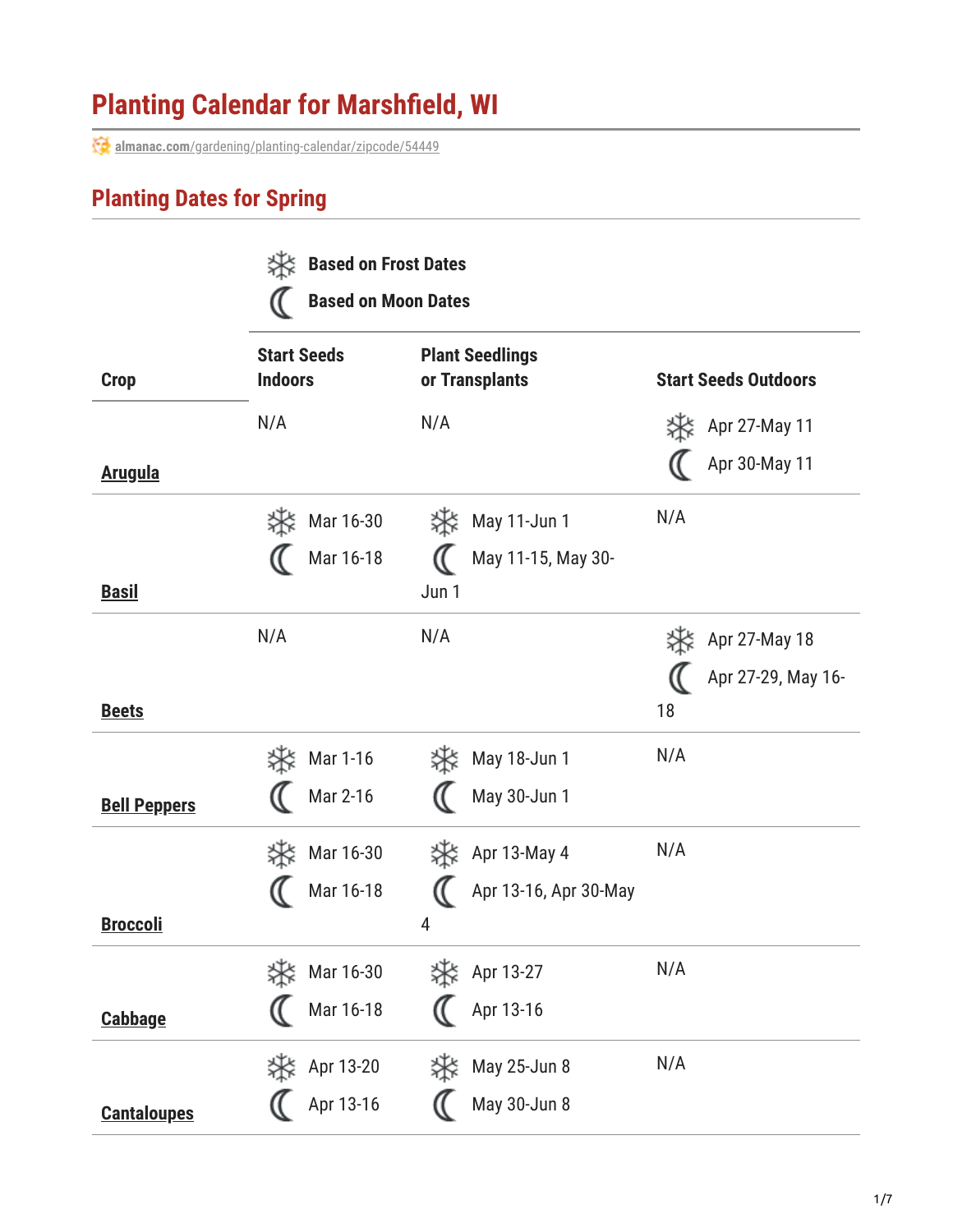# Planting Calendar for Marshfield, WI

almanac.com/gardening/planting-calendar/zipcode/54449

## Planting Dates for Spring

❄ Based on Frost Dates

☾ Based on Moon Dates

| Crop | Start Seeds Indoors | Plant Seedlings or Transplants | Start Seeds Outdoors |
|---|---|---|---|
| Arugula | N/A | N/A | ❄ Apr 27-May 11<br>☾ Apr 30-May 11 |
| Basil | ❄ Mar 16-30<br>☾ Mar 16-18 | ❄ May 11-Jun 1<br>☾ May 11-15, May 30-Jun 1 | N/A |
| Beets | N/A | N/A | ❄ Apr 27-May 18<br>☾ Apr 27-29, May 16-18 |
| Bell Peppers | ❄ Mar 1-16<br>☾ Mar 2-16 | ❄ May 18-Jun 1<br>☾ May 30-Jun 1 | N/A |
| Broccoli | ❄ Mar 16-30<br>☾ Mar 16-18 | ❄ Apr 13-May 4<br>☾ Apr 13-16, Apr 30-May 4 | N/A |
| Cabbage | ❄ Mar 16-30<br>☾ Mar 16-18 | ❄ Apr 13-27<br>☾ Apr 13-16 | N/A |
| Cantaloupes | ❄ Apr 13-20<br>☾ Apr 13-16 | ❄ May 25-Jun 8<br>☾ May 30-Jun 8 | N/A |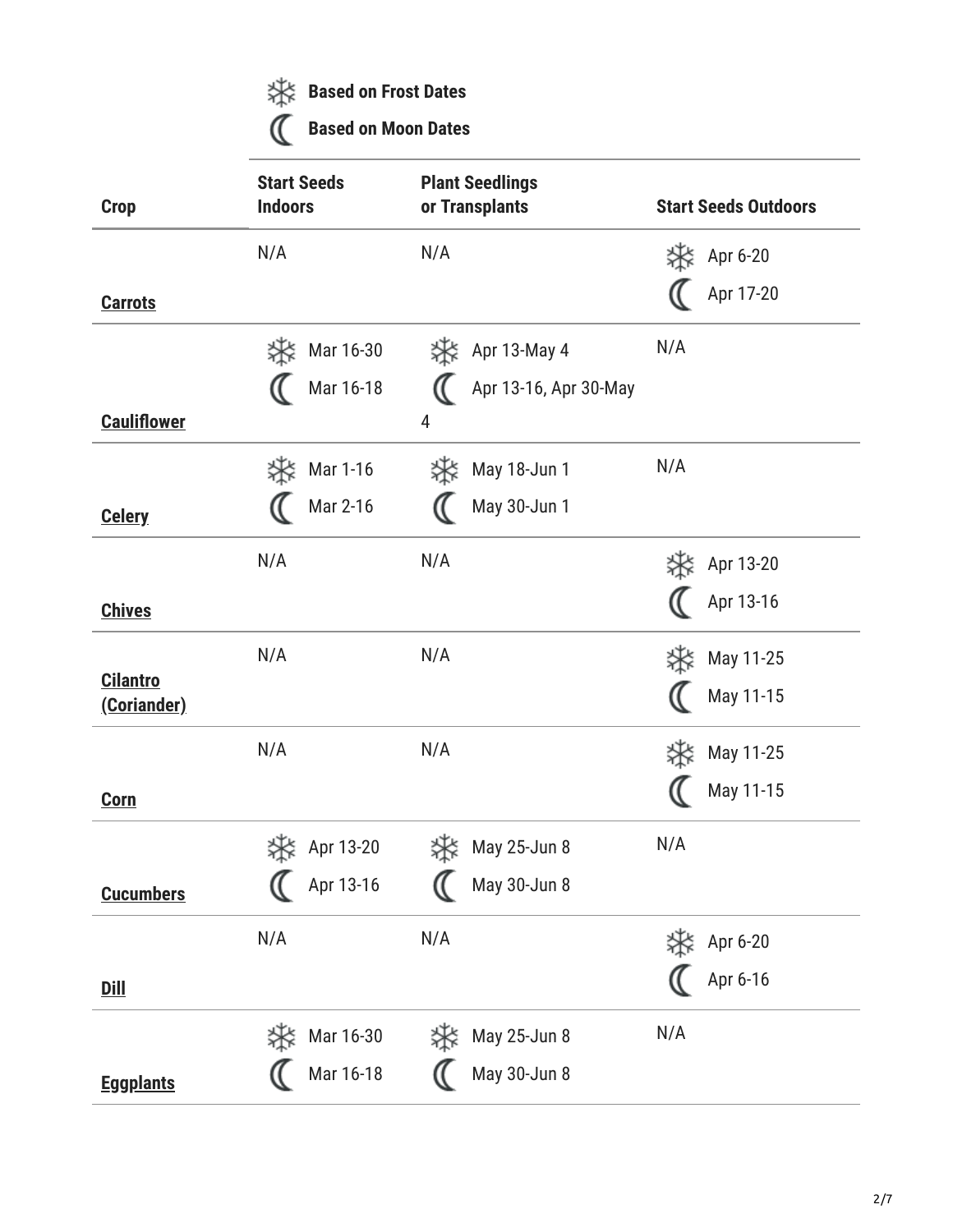❄ **Based on Frost Dates**

☾ **Based on Moon Dates**

| Crop | Start Seeds Indoors | Plant Seedlings or Transplants | Start Seeds Outdoors |
|---|---|---|---|
| **Carrots** | N/A | N/A | ❄ Apr 6-20<br>☾ Apr 17-20 |
| **Cauliflower** | ❄ Mar 16-30<br>☾ Mar 16-18 | ❄ Apr 13-May 4<br>☾ Apr 13-16, Apr 30-May 4 | N/A |
| **Celery** | ❄ Mar 1-16<br>☾ Mar 2-16 | ❄ May 18-Jun 1<br>☾ May 30-Jun 1 | N/A |
| **Chives** | N/A | N/A | ❄ Apr 13-20<br>☾ Apr 13-16 |
| **Cilantro (Coriander)** | N/A | N/A | ❄ May 11-25<br>☾ May 11-15 |
| **Corn** | N/A | N/A | ❄ May 11-25<br>☾ May 11-15 |
| **Cucumbers** | ❄ Apr 13-20<br>☾ Apr 13-16 | ❄ May 25-Jun 8<br>☾ May 30-Jun 8 | N/A |
| **Dill** | N/A | N/A | ❄ Apr 6-20<br>☾ Apr 6-16 |
| **Eggplants** | ❄ Mar 16-30<br>☾ Mar 16-18 | ❄ May 25-Jun 8<br>☾ May 30-Jun 8 | N/A |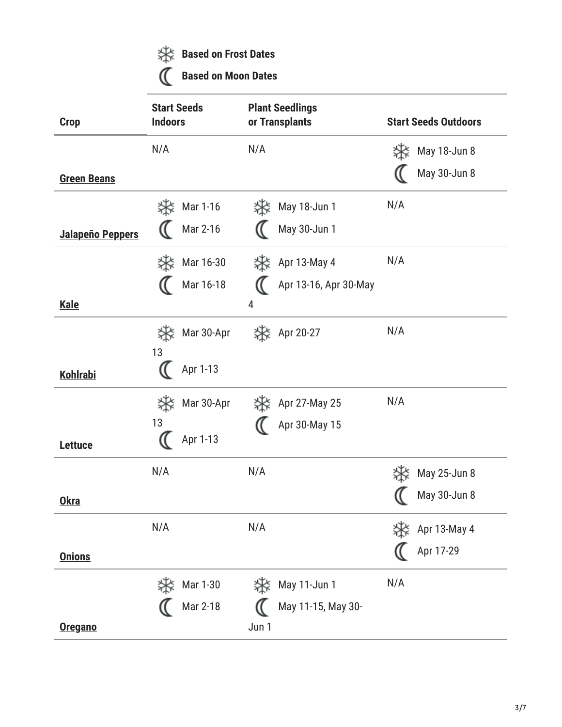❄ **Based on Frost Dates**

☾ **Based on Moon Dates**

| Crop | Start Seeds Indoors | Plant Seedlings or Transplants | Start Seeds Outdoors |
|---|---|---|---|
| **Green Beans** | N/A | N/A | ❄ May 18-Jun 8<br>☾ May 30-Jun 8 |
| **Jalapeño Peppers** | ❄ Mar 1-16<br>☾ Mar 2-16 | ❄ May 18-Jun 1<br>☾ May 30-Jun 1 | N/A |
| **Kale** | ❄ Mar 16-30<br>☾ Mar 16-18 | ❄ Apr 13-May 4<br>☾ Apr 13-16, Apr 30-May 4 | N/A |
| **Kohlrabi** | ❄ Mar 30-Apr 13<br>☾ Apr 1-13 | ❄ Apr 20-27 | N/A |
| **Lettuce** | ❄ Mar 30-Apr 13<br>☾ Apr 1-13 | ❄ Apr 27-May 25<br>☾ Apr 30-May 15 | N/A |
| **Okra** | N/A | N/A | ❄ May 25-Jun 8<br>☾ May 30-Jun 8 |
| **Onions** | N/A | N/A | ❄ Apr 13-May 4<br>☾ Apr 17-29 |
| **Oregano** | ❄ Mar 1-30<br>☾ Mar 2-18 | ❄ May 11-Jun 1<br>☾ May 11-15, May 30-Jun 1 | N/A |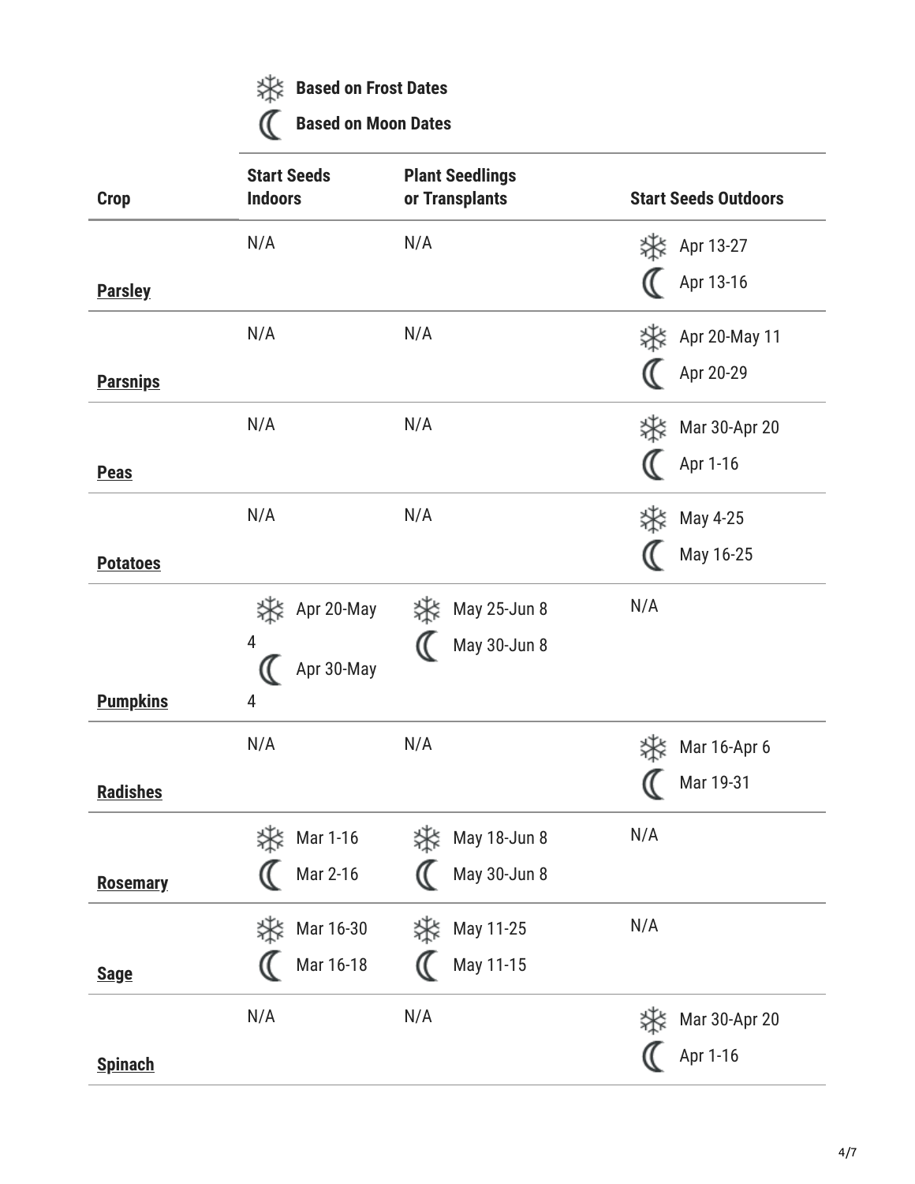❄ **Based on Frost Dates**

☾ **Based on Moon Dates**

| Crop | Start Seeds Indoors | Plant Seedlings or Transplants | Start Seeds Outdoors |
|---|---|---|---|
| **Parsley** | N/A | N/A | ❄ Apr 13-27<br>☾ Apr 13-16 |
| **Parsnips** | N/A | N/A | ❄ Apr 20-May 11<br>☾ Apr 20-29 |
| **Peas** | N/A | N/A | ❄ Mar 30-Apr 20<br>☾ Apr 1-16 |
| **Potatoes** | N/A | N/A | ❄ May 4-25<br>☾ May 16-25 |
| **Pumpkins** | ❄ Apr 20-May 4<br>☾ Apr 30-May 4 | ❄ May 25-Jun 8<br>☾ May 30-Jun 8 | N/A |
| **Radishes** | N/A | N/A | ❄ Mar 16-Apr 6<br>☾ Mar 19-31 |
| **Rosemary** | ❄ Mar 1-16<br>☾ Mar 2-16 | ❄ May 18-Jun 8<br>☾ May 30-Jun 8 | N/A |
| **Sage** | ❄ Mar 16-30<br>☾ Mar 16-18 | ❄ May 11-25<br>☾ May 11-15 | N/A |
| **Spinach** | N/A | N/A | ❄ Mar 30-Apr 20<br>☾ Apr 1-16 |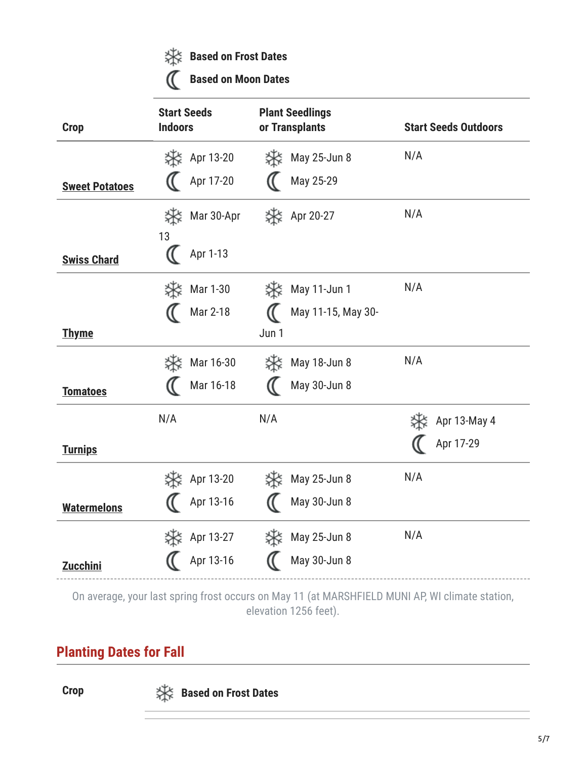❄ Based on Frost Dates

☾ Based on Moon Dates

| Crop | Start Seeds Indoors | Plant Seedlings or Transplants | Start Seeds Outdoors |
| --- | --- | --- | --- |
| **Sweet Potatoes** | ❄ Apr 13-20<br>☾ Apr 17-20 | ❄ May 25-Jun 8<br>☾ May 25-29 | N/A |
| **Swiss Chard** | ❄ Mar 30-Apr 13<br>☾ Apr 1-13 | ❄ Apr 20-27 | N/A |
| **Thyme** | ❄ Mar 1-30<br>☾ Mar 2-18 | ❄ May 11-Jun 1<br>☾ May 11-15, May 30-Jun 1 | N/A |
| **Tomatoes** | ❄ Mar 16-30<br>☾ Mar 16-18 | ❄ May 18-Jun 8<br>☾ May 30-Jun 8 | N/A |
| **Turnips** | N/A | N/A | ❄ Apr 13-May 4<br>☾ Apr 17-29 |
| **Watermelons** | ❄ Apr 13-20<br>☾ Apr 13-16 | ❄ May 25-Jun 8<br>☾ May 30-Jun 8 | N/A |
| **Zucchini** | ❄ Apr 13-27<br>☾ Apr 13-16 | ❄ May 25-Jun 8<br>☾ May 30-Jun 8 | N/A |

On average, your last spring frost occurs on May 11 (at MARSHFIELD MUNI AP, WI climate station, elevation 1256 feet).

## Planting Dates for Fall

| Crop | ❄ Based on Frost Dates |
| --- | --- |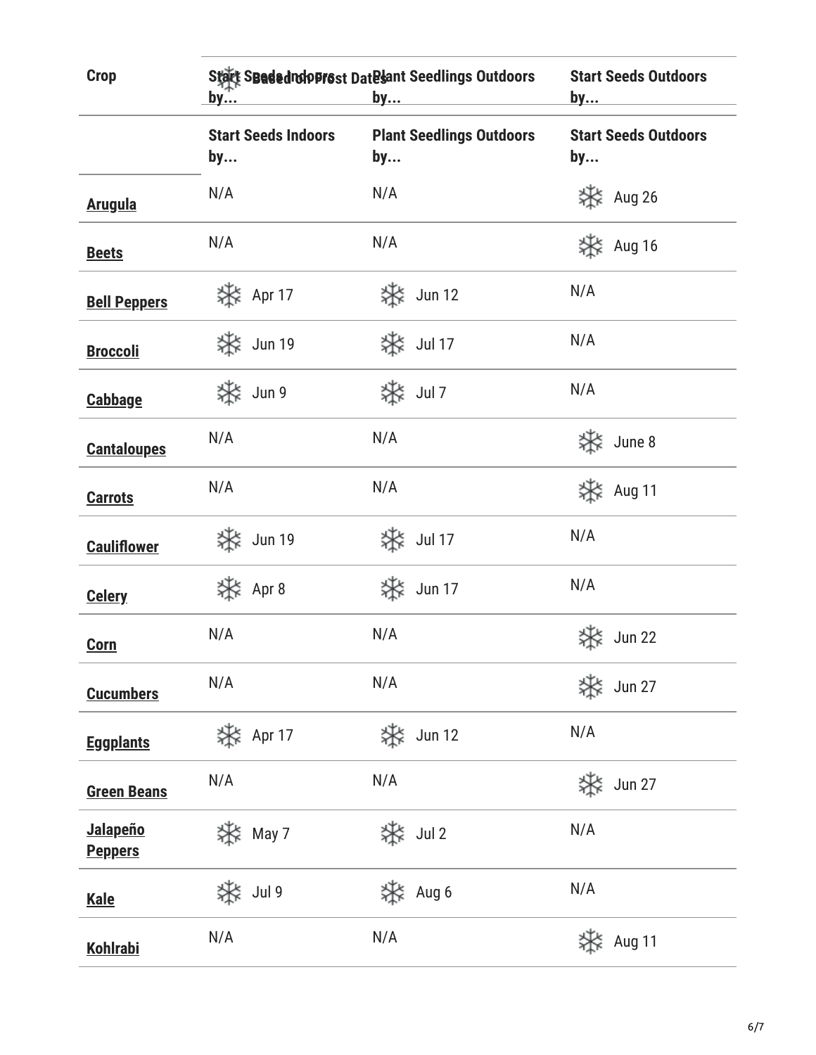| Crop | Start Seeds Indoors by... | Plant Seedlings Outdoors by... | Start Seeds Outdoors by... |
| --- | --- | --- | --- |
| | Start Seeds Indoors by... | Plant Seedlings Outdoors by... | Start Seeds Outdoors by... |
| Arugula | N/A | N/A | Aug 26 |
| Beets | N/A | N/A | Aug 16 |
| Bell Peppers | Apr 17 | Jun 12 | N/A |
| Broccoli | Jun 19 | Jul 17 | N/A |
| Cabbage | Jun 9 | Jul 7 | N/A |
| Cantaloupes | N/A | N/A | June 8 |
| Carrots | N/A | N/A | Aug 11 |
| Cauliflower | Jun 19 | Jul 17 | N/A |
| Celery | Apr 8 | Jun 17 | N/A |
| Corn | N/A | N/A | Jun 22 |
| Cucumbers | N/A | N/A | Jun 27 |
| Eggplants | Apr 17 | Jun 12 | N/A |
| Green Beans | N/A | N/A | Jun 27 |
| Jalapeño Peppers | May 7 | Jul 2 | N/A |
| Kale | Jul 9 | Aug 6 | N/A |
| Kohlrabi | N/A | N/A | Aug 11 |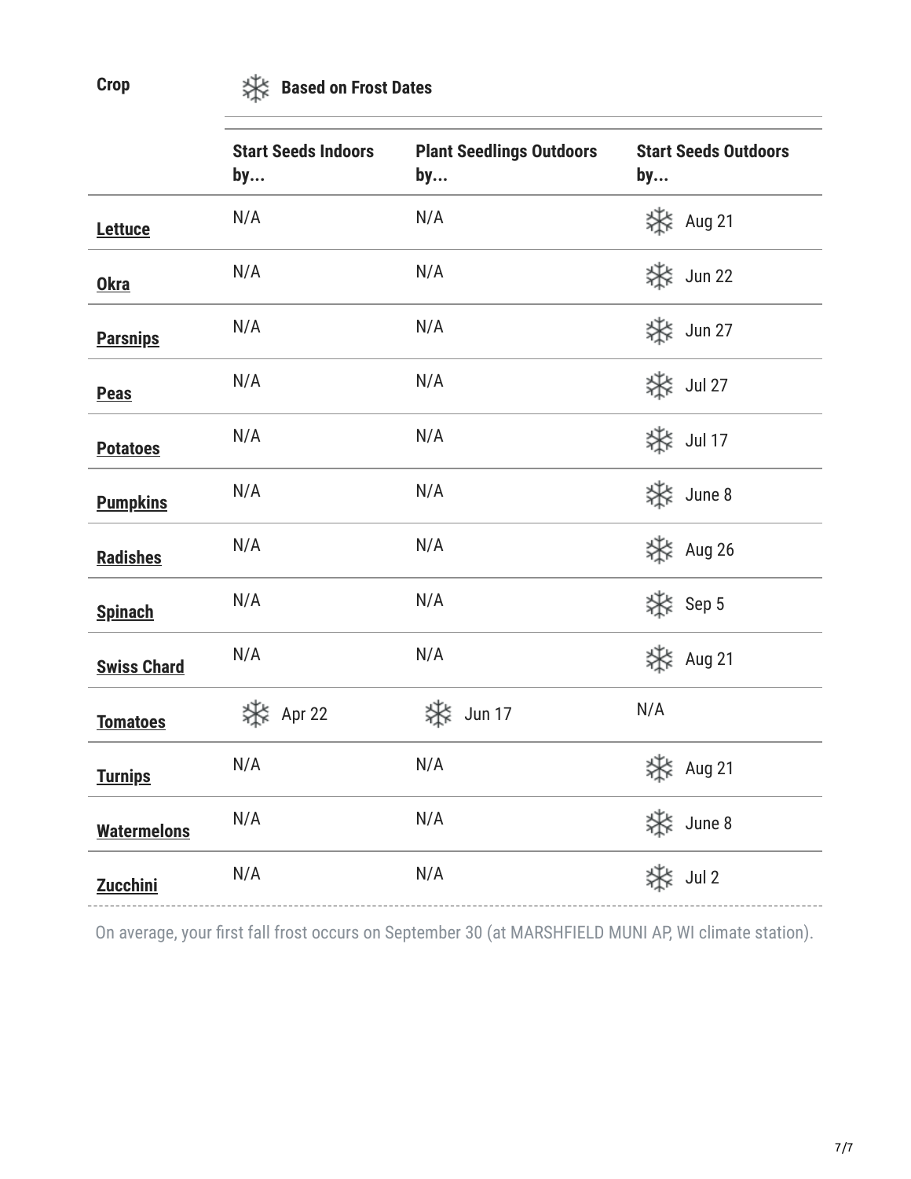| Crop | ❄ Based on Frost Dates | | |
|---|---|---|---|
| | **Start Seeds Indoors by...** | **Plant Seedlings Outdoors by...** | **Start Seeds Outdoors by...** |
| **Lettuce** | N/A | N/A | ❄ Aug 21 |
| **Okra** | N/A | N/A | ❄ Jun 22 |
| **Parsnips** | N/A | N/A | ❄ Jun 27 |
| **Peas** | N/A | N/A | ❄ Jul 27 |
| **Potatoes** | N/A | N/A | ❄ Jul 17 |
| **Pumpkins** | N/A | N/A | ❄ June 8 |
| **Radishes** | N/A | N/A | ❄ Aug 26 |
| **Spinach** | N/A | N/A | ❄ Sep 5 |
| **Swiss Chard** | N/A | N/A | ❄ Aug 21 |
| **Tomatoes** | ❄ Apr 22 | ❄ Jun 17 | N/A |
| **Turnips** | N/A | N/A | ❄ Aug 21 |
| **Watermelons** | N/A | N/A | ❄ June 8 |
| **Zucchini** | N/A | N/A | ❄ Jul 2 |

On average, your first fall frost occurs on September 30 (at MARSHFIELD MUNI AP, WI climate station).